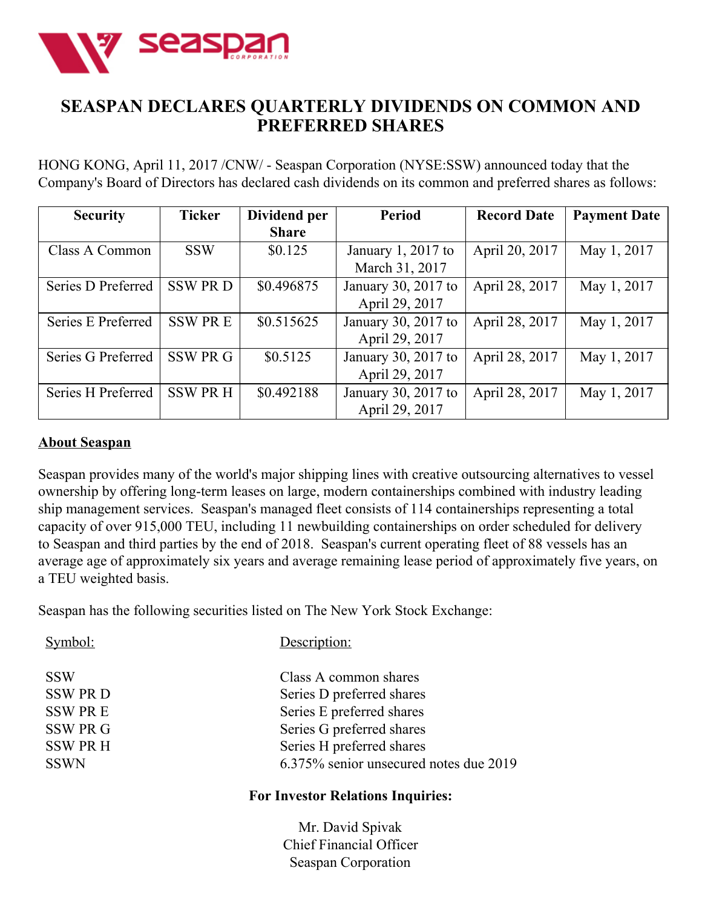# SEASPAN DECLARES QUARTERLY DIVIDENDS ON COMMON AND PREFERRED SHARES

HONG KONG, April 11, 2017 /CNW/ - Seaspan Corporation (NYSE:SSW) announced today that the Company's Board of Directors has declared cash dividends on its common and preferred shares as follows:

| Security | Ticker | Dividend per Share | Period | Record Date | Payment Date |
|---|---|---|---|---|---|
| Class A Common | SSW | $0.125 | January 1, 2017 to March 31, 2017 | April 20, 2017 | May 1, 2017 |
| Series D Preferred | SSW PR D | $0.496875 | January 30, 2017 to April 29, 2017 | April 28, 2017 | May 1, 2017 |
| Series E Preferred | SSW PR E | $0.515625 | January 30, 2017 to April 29, 2017 | April 28, 2017 | May 1, 2017 |
| Series G Preferred | SSW PR G | $0.5125 | January 30, 2017 to April 29, 2017 | April 28, 2017 | May 1, 2017 |
| Series H Preferred | SSW PR H | $0.492188 | January 30, 2017 to April 29, 2017 | April 28, 2017 | May 1, 2017 |

## About Seaspan

Seaspan provides many of the world's major shipping lines with creative outsourcing alternatives to vessel ownership by offering long-term leases on large, modern containerships combined with industry leading ship management services. Seaspan's managed fleet consists of 114 containerships representing a total capacity of over 915,000 TEU, including 11 newbuilding containerships on order scheduled for delivery to Seaspan and third parties by the end of 2018. Seaspan's current operating fleet of 88 vessels has an average age of approximately six years and average remaining lease period of approximately five years, on a TEU weighted basis.

Seaspan has the following securities listed on The New York Stock Exchange:

| Symbol: | Description: |
|---|---|
| SSW | Class A common shares |
| SSW PR D | Series D preferred shares |
| SSW PR E | Series E preferred shares |
| SSW PR G | Series G preferred shares |
| SSW PR H | Series H preferred shares |
| SSWN | 6.375% senior unsecured notes due 2019 |

**For Investor Relations Inquiries:**

Mr. David Spivak
Chief Financial Officer
Seaspan Corporation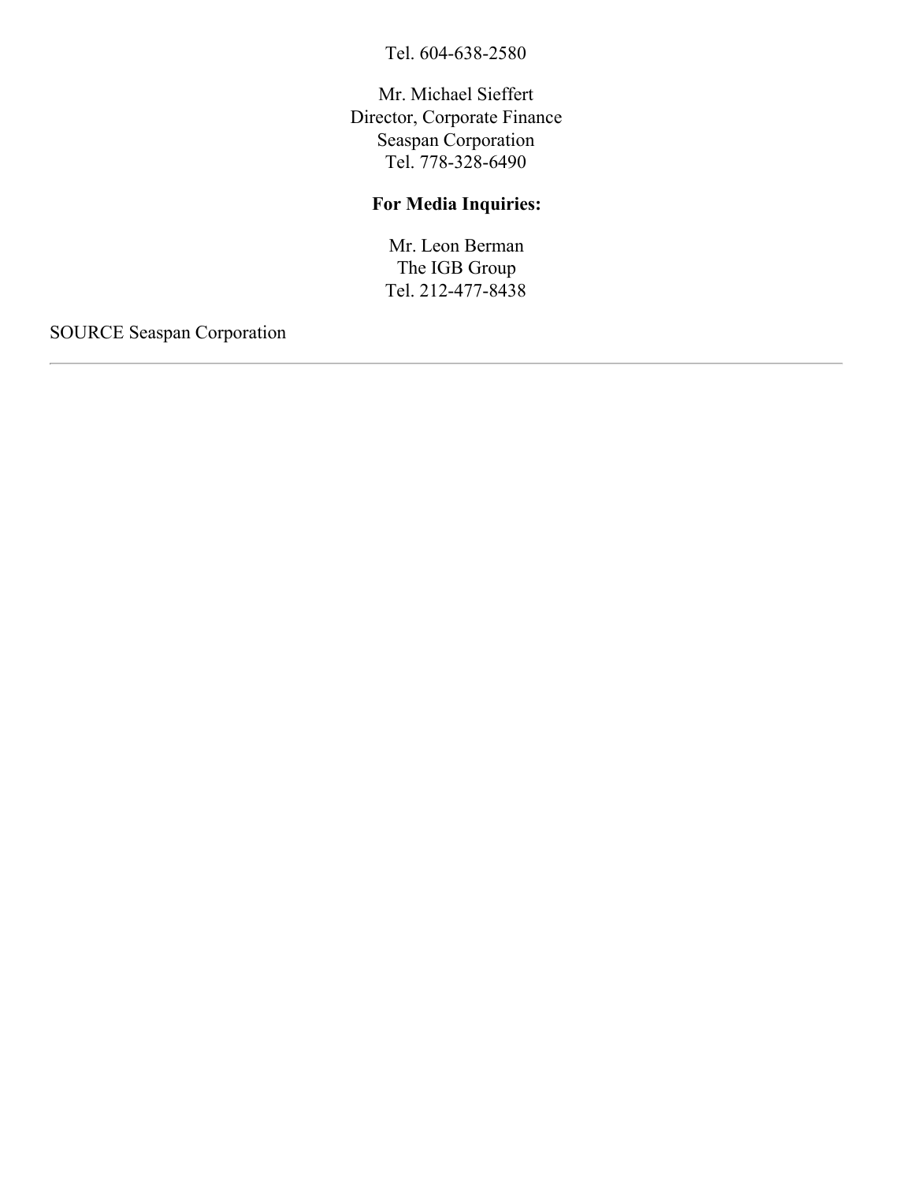Tel. 604-638-2580

Mr. Michael Sieffert
Director, Corporate Finance
Seaspan Corporation
Tel. 778-328-6490

**For Media Inquiries:**

Mr. Leon Berman
The IGB Group
Tel. 212-477-8438

SOURCE Seaspan Corporation

---